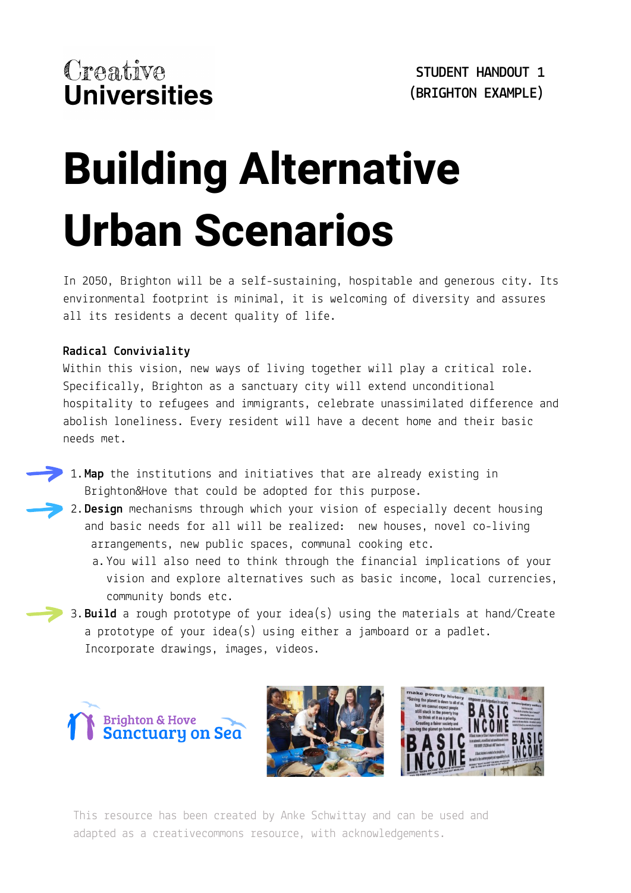Creative Universities

STUDENT HANDOUT 1 (BRIGHTON EXAMPLE)

# Building Alternative Urban Scenarios

In 2050, Brighton will be a self-sustaining, hospitable and generous city. Its environmental footprint is minimal, it is welcoming of diversity and assures all its residents a decent quality of life.

**Radical Conviviality**

Within this vision, new ways of living together will play a critical role. Specifically, Brighton as a sanctuary city will extend unconditional hospitality to refugees and immigrants, celebrate unassimilated difference and abolish loneliness. Every resident will have a decent home and their basic needs met.

1. **Map** the institutions and initiatives that are already existing in Brighton&Hove that could be adopted for this purpose.
2. **Design** mechanisms through which your vision of especially decent housing and basic needs for all will be realized: new houses, novel co-living arrangements, new public spaces, communal cooking etc.
   a. You will also need to think through the financial implications of your vision and explore alternatives such as basic income, local currencies, community bonds etc.
3. **Build** a rough prototype of your idea(s) using the materials at hand/Create a prototype of your idea(s) using either a jamboard or a padlet. Incorporate drawings, images, videos.

Brighton & Hove Sanctuary on Sea

This resource has been created by Anke Schwittay and can be used and adapted as a creativecommons resource, with acknowledgements.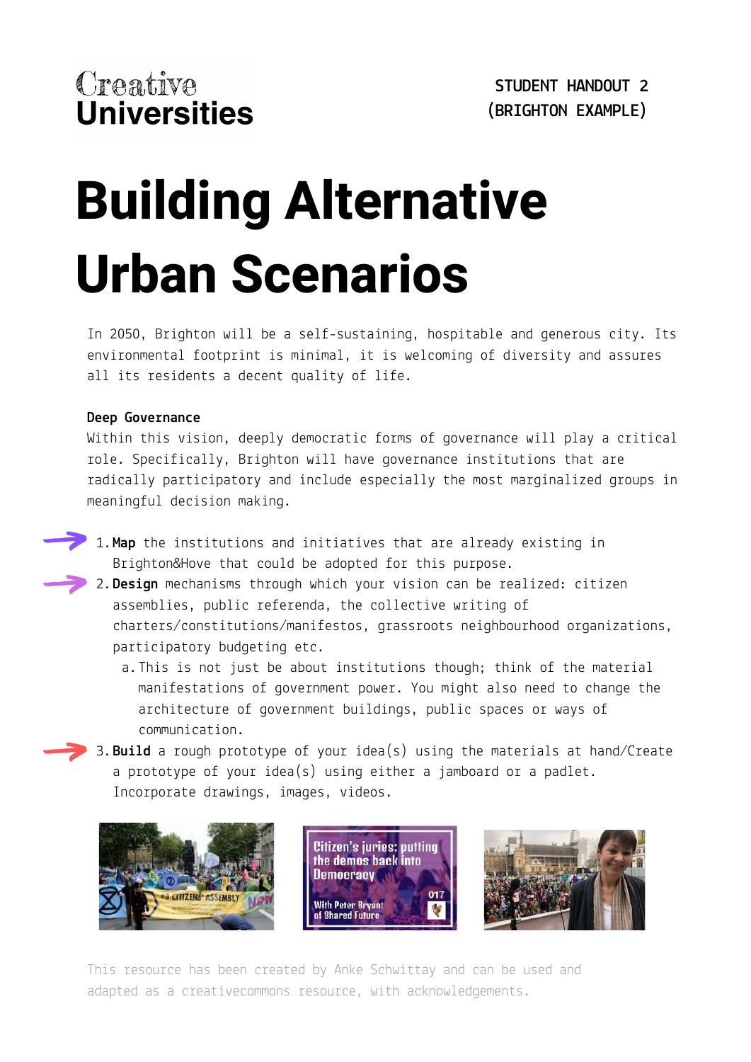Creative Universities

STUDENT HANDOUT 2 (BRIGHTON EXAMPLE)

# Building Alternative Urban Scenarios

In 2050, Brighton will be a self-sustaining, hospitable and generous city. Its environmental footprint is minimal, it is welcoming of diversity and assures all its residents a decent quality of life.

**Deep Governance**
Within this vision, deeply democratic forms of governance will play a critical role. Specifically, Brighton will have governance institutions that are radically participatory and include especially the most marginalized groups in meaningful decision making.

1. **Map** the institutions and initiatives that are already existing in Brighton&Hove that could be adopted for this purpose.
2. **Design** mechanisms through which your vision can be realized: citizen assemblies, public referenda, the collective writing of charters/constitutions/manifestos, grassroots neighbourhood organizations, participatory budgeting etc.
    a. This is not just be about institutions though; think of the material manifestations of government power. You might also need to change the architecture of government buildings, public spaces or ways of communication.
3. **Build** a rough prototype of your idea(s) using the materials at hand/Create a prototype of your idea(s) using either a jamboard or a padlet. Incorporate drawings, images, videos.

This resource has been created by Anke Schwittay and can be used and adapted as a creativecommons resource, with acknowledgements.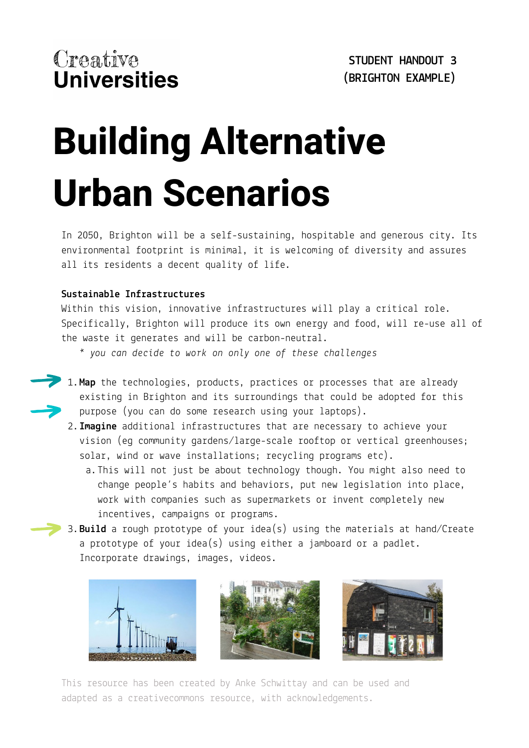Creative Universities

STUDENT HANDOUT 3
(BRIGHTON EXAMPLE)

# Building Alternative Urban Scenarios

In 2050, Brighton will be a self-sustaining, hospitable and generous city. Its environmental footprint is minimal, it is welcoming of diversity and assures all its residents a decent quality of life.

**Sustainable Infrastructures**
Within this vision, innovative infrastructures will play a critical role. Specifically, Brighton will produce its own energy and food, will re-use all of the waste it generates and will be carbon-neutral.

* *you can decide to work on only one of these challenges*

1. **Map** the technologies, products, practices or processes that are already existing in Brighton and its surroundings that could be adopted for this purpose (you can do some research using your laptops).
2. **Imagine** additional infrastructures that are necessary to achieve your vision (eg community gardens/large-scale rooftop or vertical greenhouses; solar, wind or wave installations; recycling programs etc).
   a. This will not just be about technology though. You might also need to change people's habits and behaviors, put new legislation into place, work with companies such as supermarkets or invent completely new incentives, campaigns or programs.
3. **Build** a rough prototype of your idea(s) using the materials at hand/Create a prototype of your idea(s) using either a jamboard or a padlet. Incorporate drawings, images, videos.

This resource has been created by Anke Schwittay and can be used and adapted as a creativecommons resource, with acknowledgements.